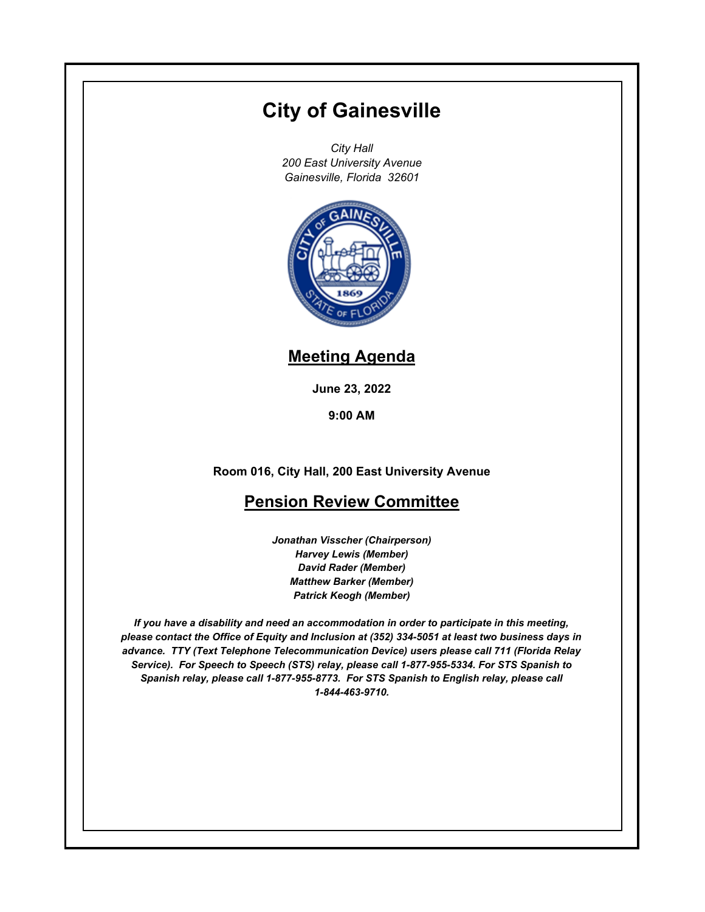# City of Gainesville

*City Hall*
*200 East University Avenue*
*Gainesville, Florida 32601*

## Meeting Agenda

**June 23, 2022**

**9:00 AM**

**Room 016, City Hall, 200 East University Avenue**

## Pension Review Committee

***Jonathan Visscher (Chairperson)***
***Harvey Lewis (Member)***
***David Rader (Member)***
***Matthew Barker (Member)***
***Patrick Keogh (Member)***

***If you have a disability and need an accommodation in order to participate in this meeting, please contact the Office of Equity and Inclusion at (352) 334-5051 at least two business days in advance. TTY (Text Telephone Telecommunication Device) users please call 711 (Florida Relay Service). For Speech to Speech (STS) relay, please call 1-877-955-5334. For STS Spanish to Spanish relay, please call 1-877-955-8773. For STS Spanish to English relay, please call 1-844-463-9710.***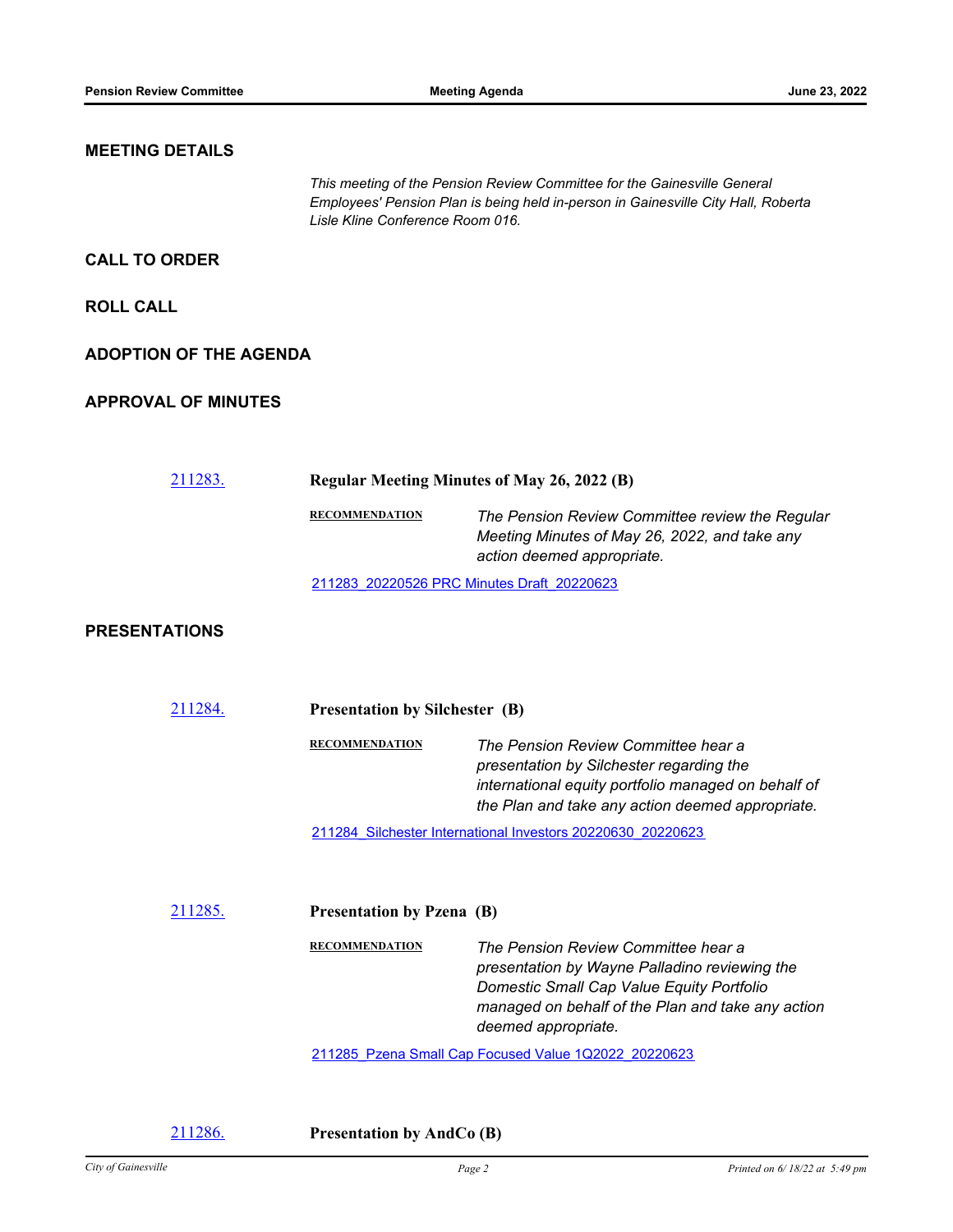## MEETING DETAILS

*This meeting of the Pension Review Committee for the Gainesville General Employees' Pension Plan is being held in-person in Gainesville City Hall, Roberta Lisle Kline Conference Room 016.*

## CALL TO ORDER

## ROLL CALL

## ADOPTION OF THE AGENDA

## APPROVAL OF MINUTES

211283. **Regular Meeting Minutes of May 26, 2022 (B)**

**RECOMMENDATION** *The Pension Review Committee review the Regular Meeting Minutes of May 26, 2022, and take any action deemed appropriate.*

211283_20220526 PRC Minutes Draft_20220623

## PRESENTATIONS

211284. **Presentation by Silchester (B)**

**RECOMMENDATION** *The Pension Review Committee hear a presentation by Silchester regarding the international equity portfolio managed on behalf of the Plan and take any action deemed appropriate.*

211284_Silchester International Investors 20220630_20220623

211285. **Presentation by Pzena (B)**

**RECOMMENDATION** *The Pension Review Committee hear a presentation by Wayne Palladino reviewing the Domestic Small Cap Value Equity Portfolio managed on behalf of the Plan and take any action deemed appropriate.*

211285_Pzena Small Cap Focused Value 1Q2022_20220623

211286. **Presentation by AndCo (B)**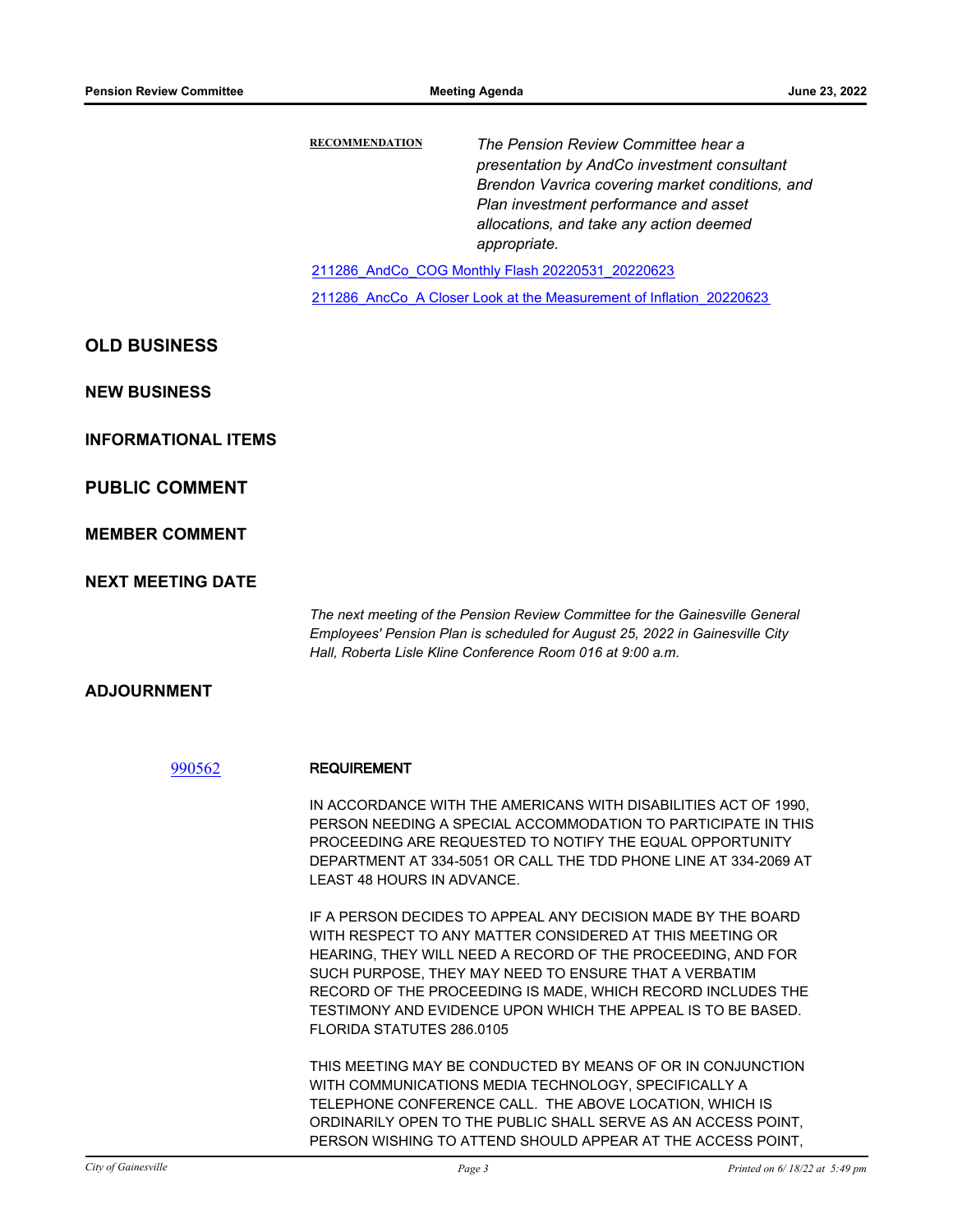**RECOMMENDATION** *The Pension Review Committee hear a presentation by AndCo investment consultant Brendon Vavrica covering market conditions, and Plan investment performance and asset allocations, and take any action deemed appropriate.*

211286_AndCo_COG Monthly Flash 20220531_20220623

211286_AncCo_A Closer Look at the Measurement of Inflation_20220623

## OLD BUSINESS

## NEW BUSINESS

## INFORMATIONAL ITEMS

## PUBLIC COMMENT

## MEMBER COMMENT

## NEXT MEETING DATE

*The next meeting of the Pension Review Committee for the Gainesville General Employees' Pension Plan is scheduled for August 25, 2022 in Gainesville City Hall, Roberta Lisle Kline Conference Room 016 at 9:00 a.m.*

## ADJOURNMENT

990562 **REQUIREMENT**

IN ACCORDANCE WITH THE AMERICANS WITH DISABILITIES ACT OF 1990, PERSON NEEDING A SPECIAL ACCOMMODATION TO PARTICIPATE IN THIS PROCEEDING ARE REQUESTED TO NOTIFY THE EQUAL OPPORTUNITY DEPARTMENT AT 334-5051 OR CALL THE TDD PHONE LINE AT 334-2069 AT LEAST 48 HOURS IN ADVANCE.

IF A PERSON DECIDES TO APPEAL ANY DECISION MADE BY THE BOARD WITH RESPECT TO ANY MATTER CONSIDERED AT THIS MEETING OR HEARING, THEY WILL NEED A RECORD OF THE PROCEEDING, AND FOR SUCH PURPOSE, THEY MAY NEED TO ENSURE THAT A VERBATIM RECORD OF THE PROCEEDING IS MADE, WHICH RECORD INCLUDES THE TESTIMONY AND EVIDENCE UPON WHICH THE APPEAL IS TO BE BASED. FLORIDA STATUTES 286.0105

THIS MEETING MAY BE CONDUCTED BY MEANS OF OR IN CONJUNCTION WITH COMMUNICATIONS MEDIA TECHNOLOGY, SPECIFICALLY A TELEPHONE CONFERENCE CALL. THE ABOVE LOCATION, WHICH IS ORDINARILY OPEN TO THE PUBLIC SHALL SERVE AS AN ACCESS POINT, PERSON WISHING TO ATTEND SHOULD APPEAR AT THE ACCESS POINT,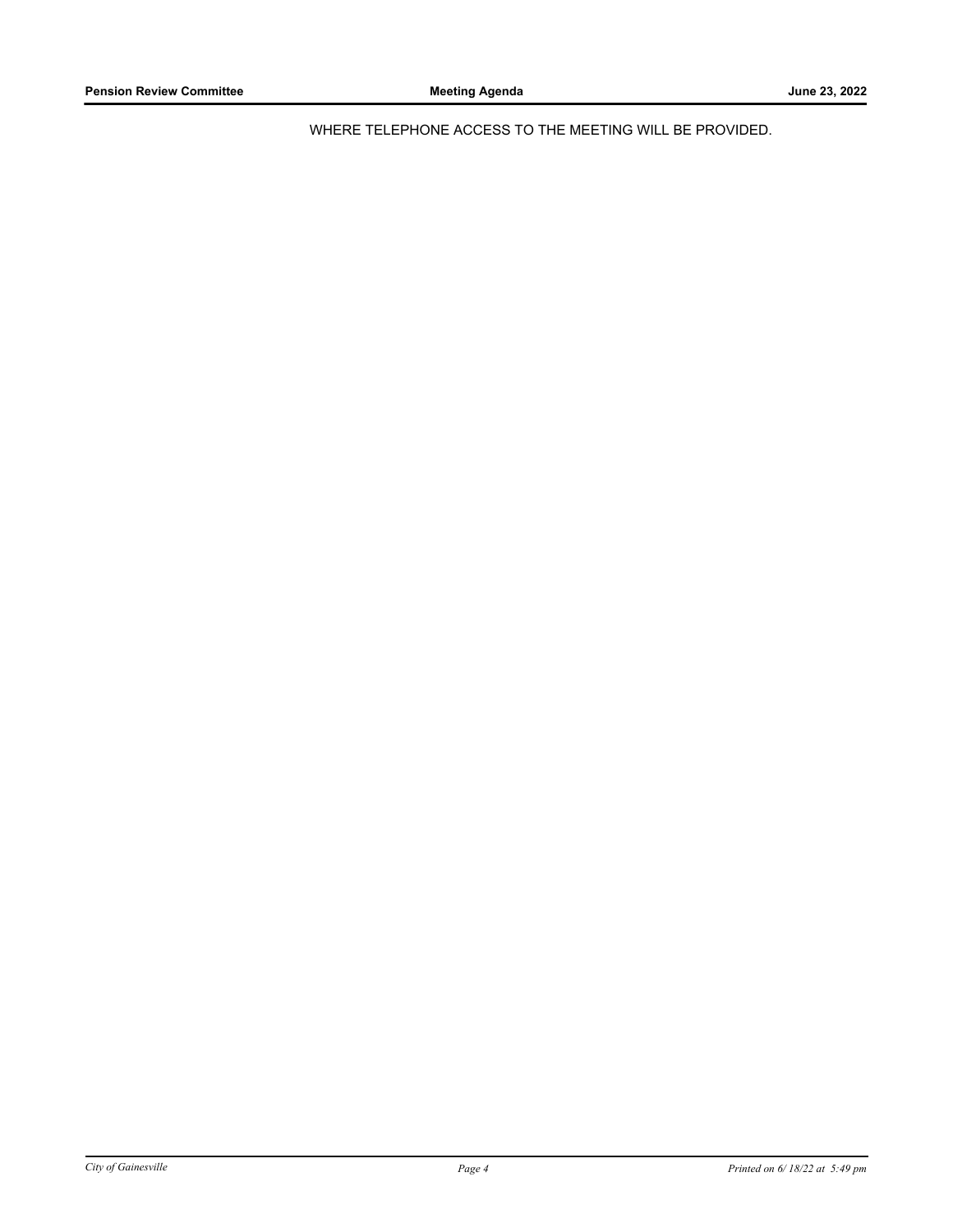WHERE TELEPHONE ACCESS TO THE MEETING WILL BE PROVIDED.